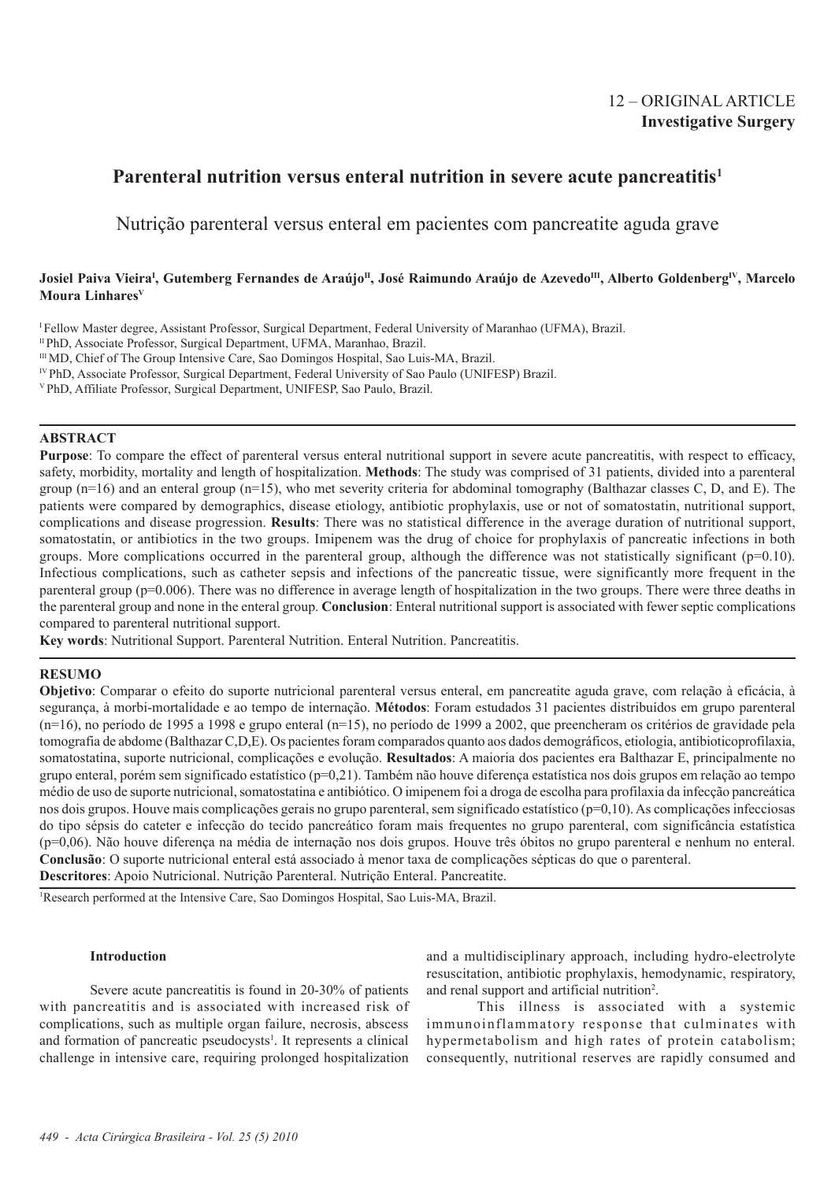12 – ORIGINAL ARTICLE
**Investigative Surgery**

# Parenteral nutrition versus enteral nutrition in severe acute pancreatitis[1]

## Nutrição parenteral versus enteral em pacientes com pancreatite aguda grave

**Josiel Paiva Vieira[I], Gutemberg Fernandes de Araújo[II], José Raimundo Araújo de Azevedo[III], Alberto Goldenberg[IV], Marcelo Moura Linhares[V]**

[I] Fellow Master degree, Assistant Professor, Surgical Department, Federal University of Maranhao (UFMA), Brazil.
[II] PhD, Associate Professor, Surgical Department, UFMA, Maranhao, Brazil.
[III] MD, Chief of The Group Intensive Care, Sao Domingos Hospital, Sao Luis-MA, Brazil.
[IV] PhD, Associate Professor, Surgical Department, Federal University of Sao Paulo (UNIFESP) Brazil.
[V] PhD, Affiliate Professor, Surgical Department, UNIFESP, Sao Paulo, Brazil.

### ABSTRACT

**Purpose**: To compare the effect of parenteral versus enteral nutritional support in severe acute pancreatitis, with respect to efficacy, safety, morbidity, mortality and length of hospitalization. **Methods**: The study was comprised of 31 patients, divided into a parenteral group (n=16) and an enteral group (n=15), who met severity criteria for abdominal tomography (Balthazar classes C, D, and E). The patients were compared by demographics, disease etiology, antibiotic prophylaxis, use or not of somatostatin, nutritional support, complications and disease progression. **Results**: There was no statistical difference in the average duration of nutritional support, somatostatin, or antibiotics in the two groups. Imipenem was the drug of choice for prophylaxis of pancreatic infections in both groups. More complications occurred in the parenteral group, although the difference was not statistically significant (p=0.10). Infectious complications, such as catheter sepsis and infections of the pancreatic tissue, were significantly more frequent in the parenteral group (p=0.006). There was no difference in average length of hospitalization in the two groups. There were three deaths in the parenteral group and none in the enteral group. **Conclusion**: Enteral nutritional support is associated with fewer septic complications compared to parenteral nutritional support.

**Key words**: Nutritional Support. Parenteral Nutrition. Enteral Nutrition. Pancreatitis.

### RESUMO

**Objetivo**: Comparar o efeito do suporte nutricional parenteral versus enteral, em pancreatite aguda grave, com relação à eficácia, à segurança, à morbi-mortalidade e ao tempo de internação. **Métodos**: Foram estudados 31 pacientes distribuídos em grupo parenteral (n=16), no período de 1995 a 1998 e grupo enteral (n=15), no período de 1999 a 2002, que preencheram os critérios de gravidade pela tomografia de abdome (Balthazar C,D,E). Os pacientes foram comparados quanto aos dados demográficos, etiologia, antibioticoprofilaxia, somatostatina, suporte nutricional, complicações e evolução. **Resultados**: A maioria dos pacientes era Balthazar E, principalmente no grupo enteral, porém sem significado estatístico (p=0,21). Também não houve diferença estatística nos dois grupos em relação ao tempo médio de uso de suporte nutricional, somatostatina e antibiótico. O imipenem foi a droga de escolha para profilaxia da infecção pancreática nos dois grupos. Houve mais complicações gerais no grupo parenteral, sem significado estatístico (p=0,10). As complicações infecciosas do tipo sépsis do cateter e infecção do tecido pancreático foram mais frequentes no grupo parenteral, com significância estatística (p=0,06). Não houve diferença na média de internação nos dois grupos. Houve três óbitos no grupo parenteral e nenhum no enteral. **Conclusão**: O suporte nutricional enteral está associado à menor taxa de complicações sépticas do que o parenteral.

**Descritores**: Apoio Nutricional. Nutrição Parenteral. Nutrição Enteral. Pancreatite.

[1] Research performed at the Intensive Care, Sao Domingos Hospital, Sao Luis-MA, Brazil.

## Introduction

Severe acute pancreatitis is found in 20-30% of patients with pancreatitis and is associated with increased risk of complications, such as multiple organ failure, necrosis, abscess and formation of pancreatic pseudocysts[1]. It represents a clinical challenge in intensive care, requiring prolonged hospitalization and a multidisciplinary approach, including hydro-electrolyte resuscitation, antibiotic prophylaxis, hemodynamic, respiratory, and renal support and artificial nutrition[2].

This illness is associated with a systemic immunoinflammatory response that culminates with hypermetabolism and high rates of protein catabolism; consequently, nutritional reserves are rapidly consumed and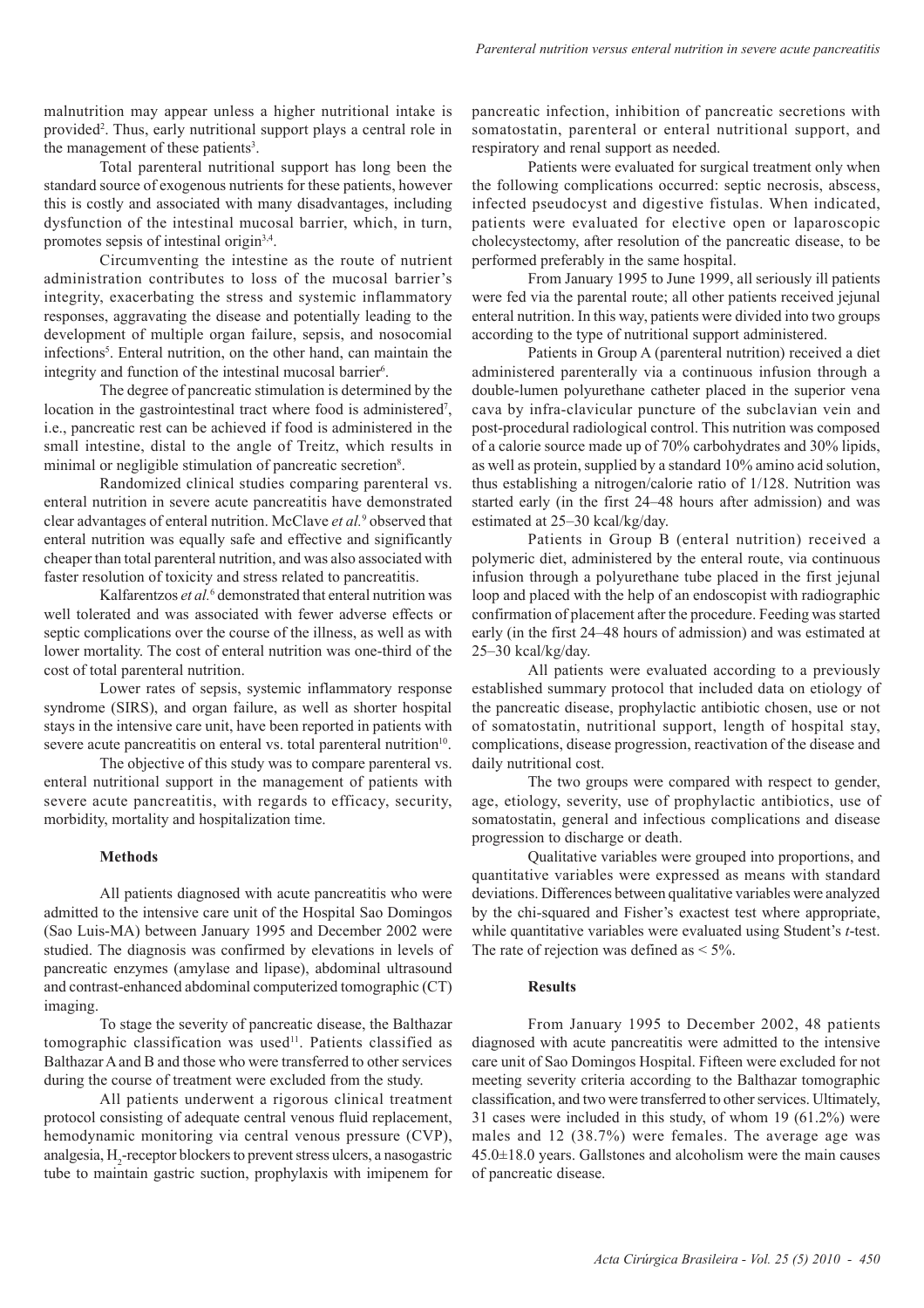malnutrition may appear unless a higher nutritional intake is provided[2]. Thus, early nutritional support plays a central role in the management of these patients[3].

Total parenteral nutritional support has long been the standard source of exogenous nutrients for these patients, however this is costly and associated with many disadvantages, including dysfunction of the intestinal mucosal barrier, which, in turn, promotes sepsis of intestinal origin[3,4].

Circumventing the intestine as the route of nutrient administration contributes to loss of the mucosal barrier's integrity, exacerbating the stress and systemic inflammatory responses, aggravating the disease and potentially leading to the development of multiple organ failure, sepsis, and nosocomial infections[5]. Enteral nutrition, on the other hand, can maintain the integrity and function of the intestinal mucosal barrier[6].

The degree of pancreatic stimulation is determined by the location in the gastrointestinal tract where food is administered[7], i.e., pancreatic rest can be achieved if food is administered in the small intestine, distal to the angle of Treitz, which results in minimal or negligible stimulation of pancreatic secretion[8].

Randomized clinical studies comparing parenteral vs. enteral nutrition in severe acute pancreatitis have demonstrated clear advantages of enteral nutrition. McClave *et al.*[9] observed that enteral nutrition was equally safe and effective and significantly cheaper than total parenteral nutrition, and was also associated with faster resolution of toxicity and stress related to pancreatitis.

Kalfarentzos *et al.*[6] demonstrated that enteral nutrition was well tolerated and was associated with fewer adverse effects or septic complications over the course of the illness, as well as with lower mortality. The cost of enteral nutrition was one-third of the cost of total parenteral nutrition.

Lower rates of sepsis, systemic inflammatory response syndrome (SIRS), and organ failure, as well as shorter hospital stays in the intensive care unit, have been reported in patients with severe acute pancreatitis on enteral vs. total parenteral nutrition[10].

The objective of this study was to compare parenteral vs. enteral nutritional support in the management of patients with severe acute pancreatitis, with regards to efficacy, security, morbidity, mortality and hospitalization time.

## Methods

All patients diagnosed with acute pancreatitis who were admitted to the intensive care unit of the Hospital Sao Domingos (Sao Luis-MA) between January 1995 and December 2002 were studied. The diagnosis was confirmed by elevations in levels of pancreatic enzymes (amylase and lipase), abdominal ultrasound and contrast-enhanced abdominal computerized tomographic (CT) imaging.

To stage the severity of pancreatic disease, the Balthazar tomographic classification was used[11]. Patients classified as Balthazar A and B and those who were transferred to other services during the course of treatment were excluded from the study.

All patients underwent a rigorous clinical treatment protocol consisting of adequate central venous fluid replacement, hemodynamic monitoring via central venous pressure (CVP), analgesia, $H_2$-receptor blockers to prevent stress ulcers, a nasogastric tube to maintain gastric suction, prophylaxis with imipenem for pancreatic infection, inhibition of pancreatic secretions with somatostatin, parenteral or enteral nutritional support, and respiratory and renal support as needed.

Patients were evaluated for surgical treatment only when the following complications occurred: septic necrosis, abscess, infected pseudocyst and digestive fistulas. When indicated, patients were evaluated for elective open or laparoscopic cholecystectomy, after resolution of the pancreatic disease, to be performed preferably in the same hospital.

From January 1995 to June 1999, all seriously ill patients were fed via the parental route; all other patients received jejunal enteral nutrition. In this way, patients were divided into two groups according to the type of nutritional support administered.

Patients in Group A (parenteral nutrition) received a diet administered parenterally via a continuous infusion through a double-lumen polyurethane catheter placed in the superior vena cava by infra-clavicular puncture of the subclavian vein and post-procedural radiological control. This nutrition was composed of a calorie source made up of 70% carbohydrates and 30% lipids, as well as protein, supplied by a standard 10% amino acid solution, thus establishing a nitrogen/calorie ratio of 1/128. Nutrition was started early (in the first 24–48 hours after admission) and was estimated at 25–30 kcal/kg/day.

Patients in Group B (enteral nutrition) received a polymeric diet, administered by the enteral route, via continuous infusion through a polyurethane tube placed in the first jejunal loop and placed with the help of an endoscopist with radiographic confirmation of placement after the procedure. Feeding was started early (in the first 24–48 hours of admission) and was estimated at 25–30 kcal/kg/day.

All patients were evaluated according to a previously established summary protocol that included data on etiology of the pancreatic disease, prophylactic antibiotic chosen, use or not of somatostatin, nutritional support, length of hospital stay, complications, disease progression, reactivation of the disease and daily nutritional cost.

The two groups were compared with respect to gender, age, etiology, severity, use of prophylactic antibiotics, use of somatostatin, general and infectious complications and disease progression to discharge or death.

Qualitative variables were grouped into proportions, and quantitative variables were expressed as means with standard deviations. Differences between qualitative variables were analyzed by the chi-squared and Fisher's exactest test where appropriate, while quantitative variables were evaluated using Student's *t*-test. The rate of rejection was defined as < 5%.

## Results

From January 1995 to December 2002, 48 patients diagnosed with acute pancreatitis were admitted to the intensive care unit of Sao Domingos Hospital. Fifteen were excluded for not meeting severity criteria according to the Balthazar tomographic classification, and two were transferred to other services. Ultimately, 31 cases were included in this study, of whom 19 (61.2%) were males and 12 (38.7%) were females. The average age was 45.0±18.0 years. Gallstones and alcoholism were the main causes of pancreatic disease.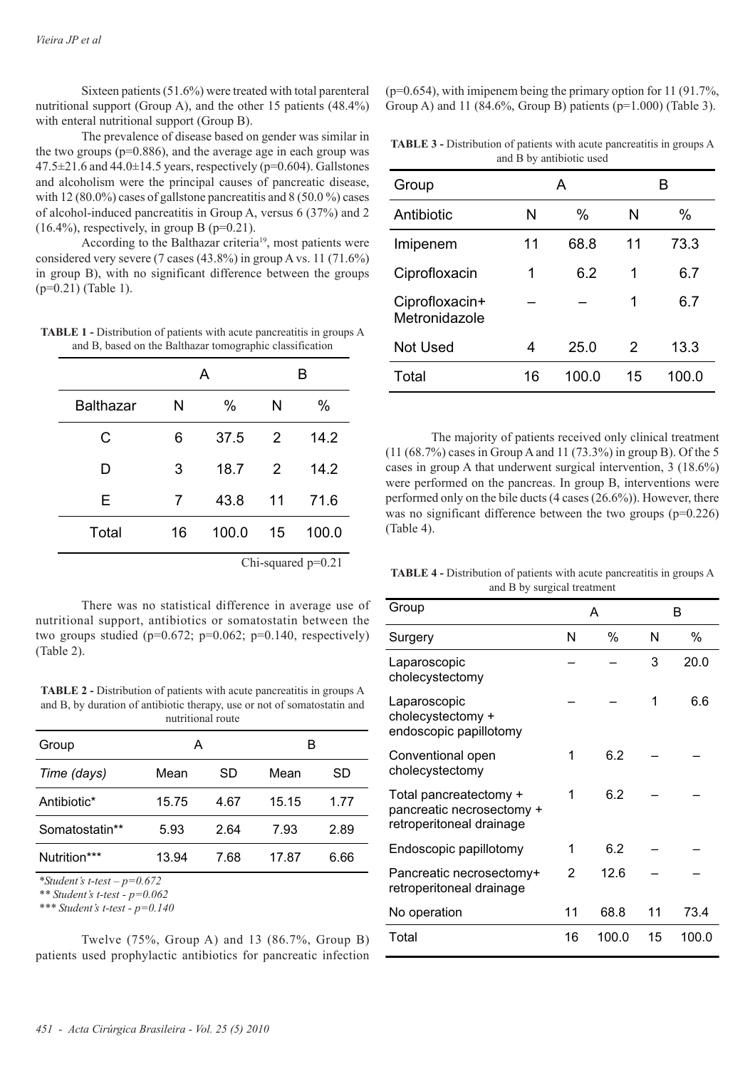Sixteen patients (51.6%) were treated with total parenteral nutritional support (Group A), and the other 15 patients (48.4%) with enteral nutritional support (Group B).

The prevalence of disease based on gender was similar in the two groups (p=0.886), and the average age in each group was 47.5±21.6 and 44.0±14.5 years, respectively (p=0.604). Gallstones and alcoholism were the principal causes of pancreatic disease, with 12 (80.0%) cases of gallstone pancreatitis and 8 (50.0 %) cases of alcohol-induced pancreatitis in Group A, versus 6 (37%) and 2 (16.4%), respectively, in group B (p=0.21).

According to the Balthazar criteria[19], most patients were considered very severe (7 cases (43.8%) in group A vs. 11 (71.6%) in group B), with no significant difference between the groups (p=0.21) (Table 1).

**TABLE 1 -** Distribution of patients with acute pancreatitis in groups A and B, based on the Balthazar tomographic classification

| | A | | B | |
|---|---|---|---|---|
| Balthazar | N | % | N | % |
| C | 6 | 37.5 | 2 | 14.2 |
| D | 3 | 18.7 | 2 | 14.2 |
| E | 7 | 43.8 | 11 | 71.6 |
| Total | 16 | 100.0 | 15 | 100.0 |

Chi-squared p=0.21

There was no statistical difference in average use of nutritional support, antibiotics or somatostatin between the two groups studied (p=0.672; p=0.062; p=0.140, respectively) (Table 2).

**TABLE 2 -** Distribution of patients with acute pancreatitis in groups A and B, by duration of antibiotic therapy, use or not of somatostatin and nutritional route

| Group | A | | B | |
|---|---|---|---|---|
| *Time (days)* | Mean | SD | Mean | SD |
| Antibiotic* | 15.75 | 4.67 | 15.15 | 1.77 |
| Somatostatin** | 5.93 | 2.64 | 7.93 | 2.89 |
| Nutrition*** | 13.94 | 7.68 | 17.87 | 6.66 |

**Student's t-test – p=0.672*
*** Student's t-test - p=0.062*
**** Student's t-test - p=0.140*

Twelve (75%, Group A) and 13 (86.7%, Group B) patients used prophylactic antibiotics for pancreatic infection (p=0.654), with imipenem being the primary option for 11 (91.7%, Group A) and 11 (84.6%, Group B) patients (p=1.000) (Table 3).

**TABLE 3 -** Distribution of patients with acute pancreatitis in groups A and B by antibiotic used

| Group | A | | B | |
|---|---|---|---|---|
| Antibiotic | N | % | N | % |
| Imipenem | 11 | 68.8 | 11 | 73.3 |
| Ciprofloxacin | 1 | 6.2 | 1 | 6.7 |
| Ciprofloxacin+ Metronidazole | – | – | 1 | 6.7 |
| Not Used | 4 | 25.0 | 2 | 13.3 |
| Total | 16 | 100.0 | 15 | 100.0 |

The majority of patients received only clinical treatment (11 (68.7%) cases in Group A and 11 (73.3%) in group B). Of the 5 cases in group A that underwent surgical intervention, 3 (18.6%) were performed on the pancreas. In group B, interventions were performed only on the bile ducts (4 cases (26.6%)). However, there was no significant difference between the two groups (p=0.226) (Table 4).

**TABLE 4 -** Distribution of patients with acute pancreatitis in groups A and B by surgical treatment

| Group | A | | B | |
|---|---|---|---|---|
| Surgery | N | % | N | % |
| Laparoscopic cholecystectomy | – | – | 3 | 20.0 |
| Laparoscopic cholecystectomy + endoscopic papillotomy | – | – | 1 | 6.6 |
| Conventional open cholecystectomy | 1 | 6.2 | – | – |
| Total pancreatectomy + pancreatic necrosectomy + retroperitoneal drainage | 1 | 6.2 | – | – |
| Endoscopic papillotomy | 1 | 6.2 | – | – |
| Pancreatic necrosectomy+ retroperitoneal drainage | 2 | 12.6 | – | – |
| No operation | 11 | 68.8 | 11 | 73.4 |
| Total | 16 | 100.0 | 15 | 100.0 |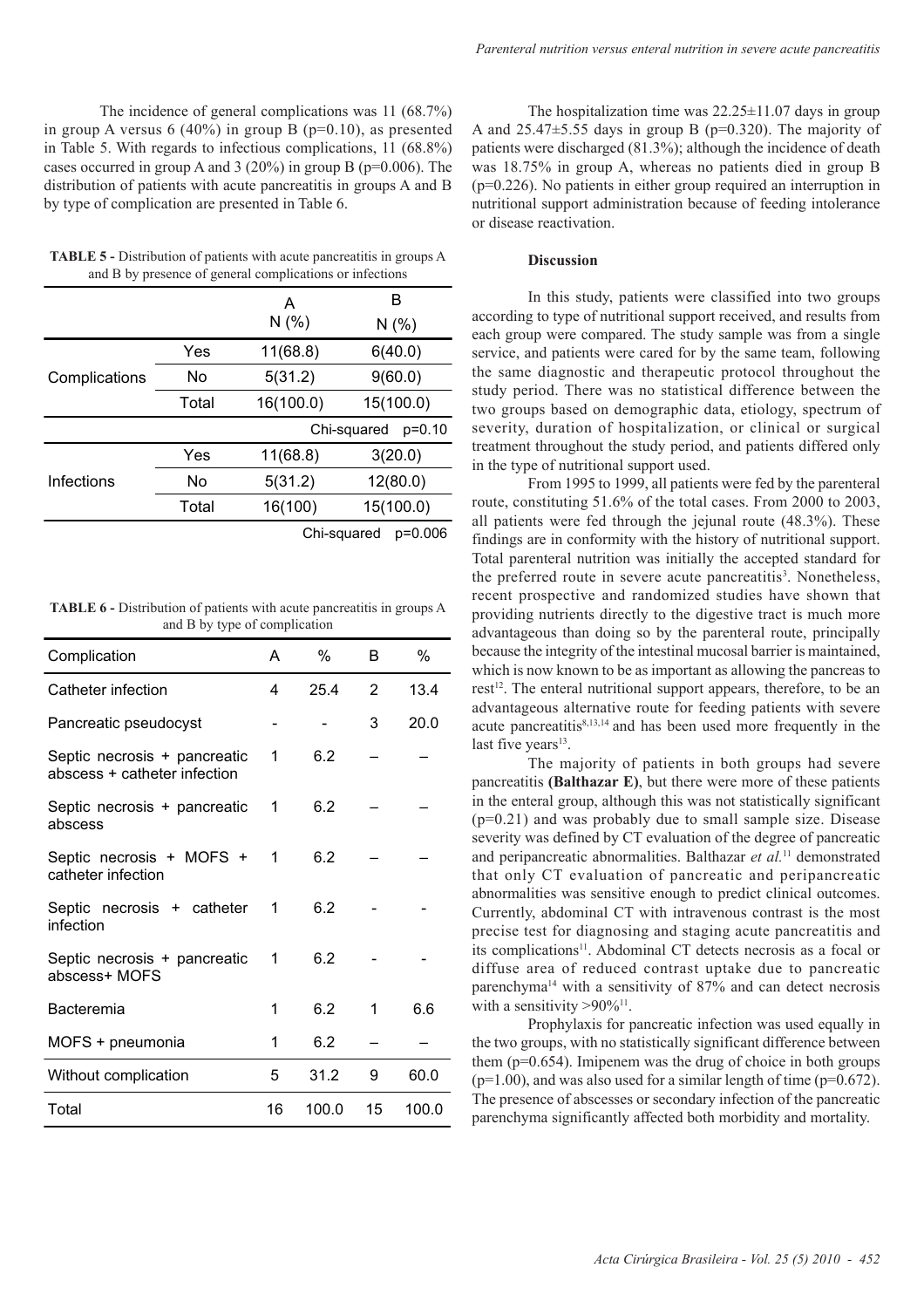The incidence of general complications was 11 (68.7%) in group A versus 6 (40%) in group B (p=0.10), as presented in Table 5. With regards to infectious complications, 11 (68.8%) cases occurred in group A and 3 (20%) in group B (p=0.006). The distribution of patients with acute pancreatitis in groups A and B by type of complication are presented in Table 6.

**TABLE 5 -** Distribution of patients with acute pancreatitis in groups A and B by presence of general complications or infections

| | | A N (%) | B N (%) |
|---|---|---|---|
| Complications | Yes | 11(68.8) | 6(40.0) |
| | No | 5(31.2) | 9(60.0) |
| | Total | 16(100.0) | 15(100.0) |
| | | Chi-squared | p=0.10 |
| Infections | Yes | 11(68.8) | 3(20.0) |
| | No | 5(31.2) | 12(80.0) |
| | Total | 16(100) | 15(100.0) |
| | | Chi-squared | p=0.006 |

**TABLE 6 -** Distribution of patients with acute pancreatitis in groups A and B by type of complication

| Complication | A | % | B | % |
|---|---|---|---|---|
| Catheter infection | 4 | 25.4 | 2 | 13.4 |
| Pancreatic pseudocyst | - | - | 3 | 20.0 |
| Septic necrosis + pancreatic abscess + catheter infection | 1 | 6.2 | – | – |
| Septic necrosis + pancreatic abscess | 1 | 6.2 | – | – |
| Septic necrosis + MOFS + catheter infection | 1 | 6.2 | – | – |
| Septic necrosis + catheter infection | 1 | 6.2 | - | - |
| Septic necrosis + pancreatic abscess+ MOFS | 1 | 6.2 | - | - |
| Bacteremia | 1 | 6.2 | 1 | 6.6 |
| MOFS + pneumonia | 1 | 6.2 | – | – |
| Without complication | 5 | 31.2 | 9 | 60.0 |
| Total | 16 | 100.0 | 15 | 100.0 |

The hospitalization time was 22.25±11.07 days in group A and 25.47±5.55 days in group B (p=0.320). The majority of patients were discharged (81.3%); although the incidence of death was 18.75% in group A, whereas no patients died in group B (p=0.226). No patients in either group required an interruption in nutritional support administration because of feeding intolerance or disease reactivation.

## Discussion

In this study, patients were classified into two groups according to type of nutritional support received, and results from each group were compared. The study sample was from a single service, and patients were cared for by the same team, following the same diagnostic and therapeutic protocol throughout the study period. There was no statistical difference between the two groups based on demographic data, etiology, spectrum of severity, duration of hospitalization, or clinical or surgical treatment throughout the study period, and patients differed only in the type of nutritional support used.

From 1995 to 1999, all patients were fed by the parenteral route, constituting 51.6% of the total cases. From 2000 to 2003, all patients were fed through the jejunal route (48.3%). These findings are in conformity with the history of nutritional support. Total parenteral nutrition was initially the accepted standard for the preferred route in severe acute pancreatitis[3]. Nonetheless, recent prospective and randomized studies have shown that providing nutrients directly to the digestive tract is much more advantageous than doing so by the parenteral route, principally because the integrity of the intestinal mucosal barrier is maintained, which is now known to be as important as allowing the pancreas to rest[12]. The enteral nutritional support appears, therefore, to be an advantageous alternative route for feeding patients with severe acute pancreatitis[8,13,14] and has been used more frequently in the last five years[13].

The majority of patients in both groups had severe pancreatitis **(Balthazar E)**, but there were more of these patients in the enteral group, although this was not statistically significant (p=0.21) and was probably due to small sample size. Disease severity was defined by CT evaluation of the degree of pancreatic and peripancreatic abnormalities. Balthazar *et al.*[11] demonstrated that only CT evaluation of pancreatic and peripancreatic abnormalities was sensitive enough to predict clinical outcomes. Currently, abdominal CT with intravenous contrast is the most precise test for diagnosing and staging acute pancreatitis and its complications[11]. Abdominal CT detects necrosis as a focal or diffuse area of reduced contrast uptake due to pancreatic parenchyma[14] with a sensitivity of 87% and can detect necrosis with a sensitivity >90%[11].

Prophylaxis for pancreatic infection was used equally in the two groups, with no statistically significant difference between them (p=0.654). Imipenem was the drug of choice in both groups (p=1.00), and was also used for a similar length of time (p=0.672). The presence of abscesses or secondary infection of the pancreatic parenchyma significantly affected both morbidity and mortality.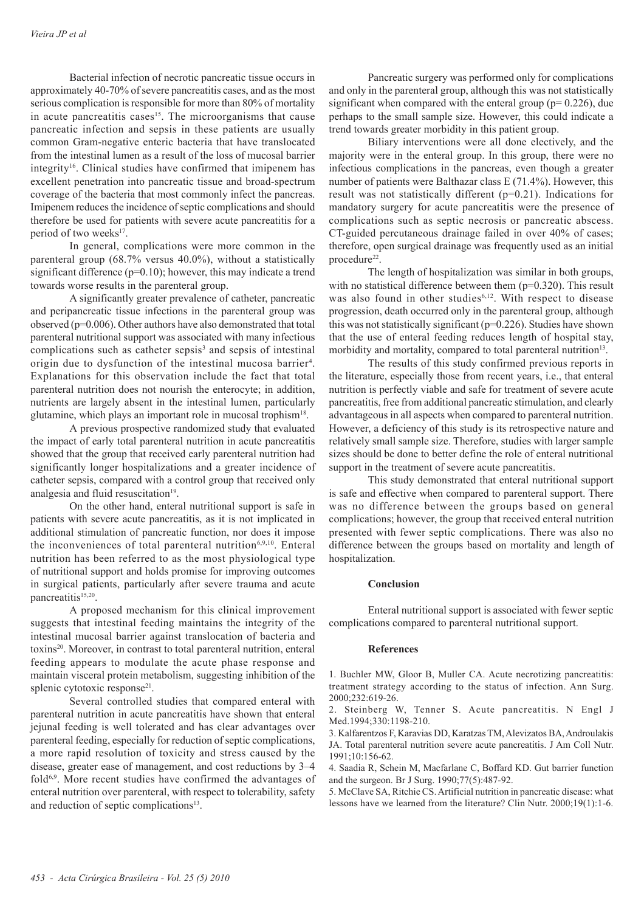Bacterial infection of necrotic pancreatic tissue occurs in approximately 40-70% of severe pancreatitis cases, and as the most serious complication is responsible for more than 80% of mortality in acute pancreatitis cases[15]. The microorganisms that cause pancreatic infection and sepsis in these patients are usually common Gram-negative enteric bacteria that have translocated from the intestinal lumen as a result of the loss of mucosal barrier integrity[16]. Clinical studies have confirmed that imipenem has excellent penetration into pancreatic tissue and broad-spectrum coverage of the bacteria that most commonly infect the pancreas. Imipenem reduces the incidence of septic complications and should therefore be used for patients with severe acute pancreatitis for a period of two weeks[17].

In general, complications were more common in the parenteral group (68.7% versus 40.0%), without a statistically significant difference (p=0.10); however, this may indicate a trend towards worse results in the parenteral group.

A significantly greater prevalence of catheter, pancreatic and peripancreatic tissue infections in the parenteral group was observed (p=0.006). Other authors have also demonstrated that total parenteral nutritional support was associated with many infectious complications such as catheter sepsis[3] and sepsis of intestinal origin due to dysfunction of the intestinal mucosa barrier[4]. Explanations for this observation include the fact that total parenteral nutrition does not nourish the enterocyte; in addition, nutrients are largely absent in the intestinal lumen, particularly glutamine, which plays an important role in mucosal trophism[18].

A previous prospective randomized study that evaluated the impact of early total parenteral nutrition in acute pancreatitis showed that the group that received early parenteral nutrition had significantly longer hospitalizations and a greater incidence of catheter sepsis, compared with a control group that received only analgesia and fluid resuscitation[19].

On the other hand, enteral nutritional support is safe in patients with severe acute pancreatitis, as it is not implicated in additional stimulation of pancreatic function, nor does it impose the inconveniences of total parenteral nutrition[6,9,10]. Enteral nutrition has been referred to as the most physiological type of nutritional support and holds promise for improving outcomes in surgical patients, particularly after severe trauma and acute pancreatitis[15,20].

A proposed mechanism for this clinical improvement suggests that intestinal feeding maintains the integrity of the intestinal mucosal barrier against translocation of bacteria and toxins[20]. Moreover, in contrast to total parenteral nutrition, enteral feeding appears to modulate the acute phase response and maintain visceral protein metabolism, suggesting inhibition of the splenic cytotoxic response[21].

Several controlled studies that compared enteral with parenteral nutrition in acute pancreatitis have shown that enteral jejunal feeding is well tolerated and has clear advantages over parenteral feeding, especially for reduction of septic complications, a more rapid resolution of toxicity and stress caused by the disease, greater ease of management, and cost reductions by 3–4 fold[6,9]. More recent studies have confirmed the advantages of enteral nutrition over parenteral, with respect to tolerability, safety and reduction of septic complications[13].

Pancreatic surgery was performed only for complications and only in the parenteral group, although this was not statistically significant when compared with the enteral group (p= 0.226), due perhaps to the small sample size. However, this could indicate a trend towards greater morbidity in this patient group.

Biliary interventions were all done electively, and the majority were in the enteral group. In this group, there were no infectious complications in the pancreas, even though a greater number of patients were Balthazar class E (71.4%). However, this result was not statistically different (p=0.21). Indications for mandatory surgery for acute pancreatitis were the presence of complications such as septic necrosis or pancreatic abscess. CT-guided percutaneous drainage failed in over 40% of cases; therefore, open surgical drainage was frequently used as an initial procedure[22].

The length of hospitalization was similar in both groups, with no statistical difference between them (p=0.320). This result was also found in other studies[6,12]. With respect to disease progression, death occurred only in the parenteral group, although this was not statistically significant (p=0.226). Studies have shown that the use of enteral feeding reduces length of hospital stay, morbidity and mortality, compared to total parenteral nutrition[13].

The results of this study confirmed previous reports in the literature, especially those from recent years, i.e., that enteral nutrition is perfectly viable and safe for treatment of severe acute pancreatitis, free from additional pancreatic stimulation, and clearly advantageous in all aspects when compared to parenteral nutrition. However, a deficiency of this study is its retrospective nature and relatively small sample size. Therefore, studies with larger sample sizes should be done to better define the role of enteral nutritional support in the treatment of severe acute pancreatitis.

This study demonstrated that enteral nutritional support is safe and effective when compared to parenteral support. There was no difference between the groups based on general complications; however, the group that received enteral nutrition presented with fewer septic complications. There was also no difference between the groups based on mortality and length of hospitalization.

## Conclusion

Enteral nutritional support is associated with fewer septic complications compared to parenteral nutritional support.

## References

1. Buchler MW, Gloor B, Muller CA. Acute necrotizing pancreatitis: treatment strategy according to the status of infection. Ann Surg. 2000;232:619-26.
2. Steinberg W, Tenner S. Acute pancreatitis. N Engl J Med.1994;330:1198-210.
3. Kalfarentzos F, Karavias DD, Karatzas TM, Alevizatos BA, Androulakis JA. Total parenteral nutrition severe acute pancreatitis. J Am Coll Nutr. 1991;10:156-62.
4. Saadia R, Schein M, Macfarlane C, Boffard KD. Gut barrier function and the surgeon. Br J Surg. 1990;77(5):487-92.
5. McClave SA, Ritchie CS. Artificial nutrition in pancreatic disease: what lessons have we learned from the literature? Clin Nutr. 2000;19(1):1-6.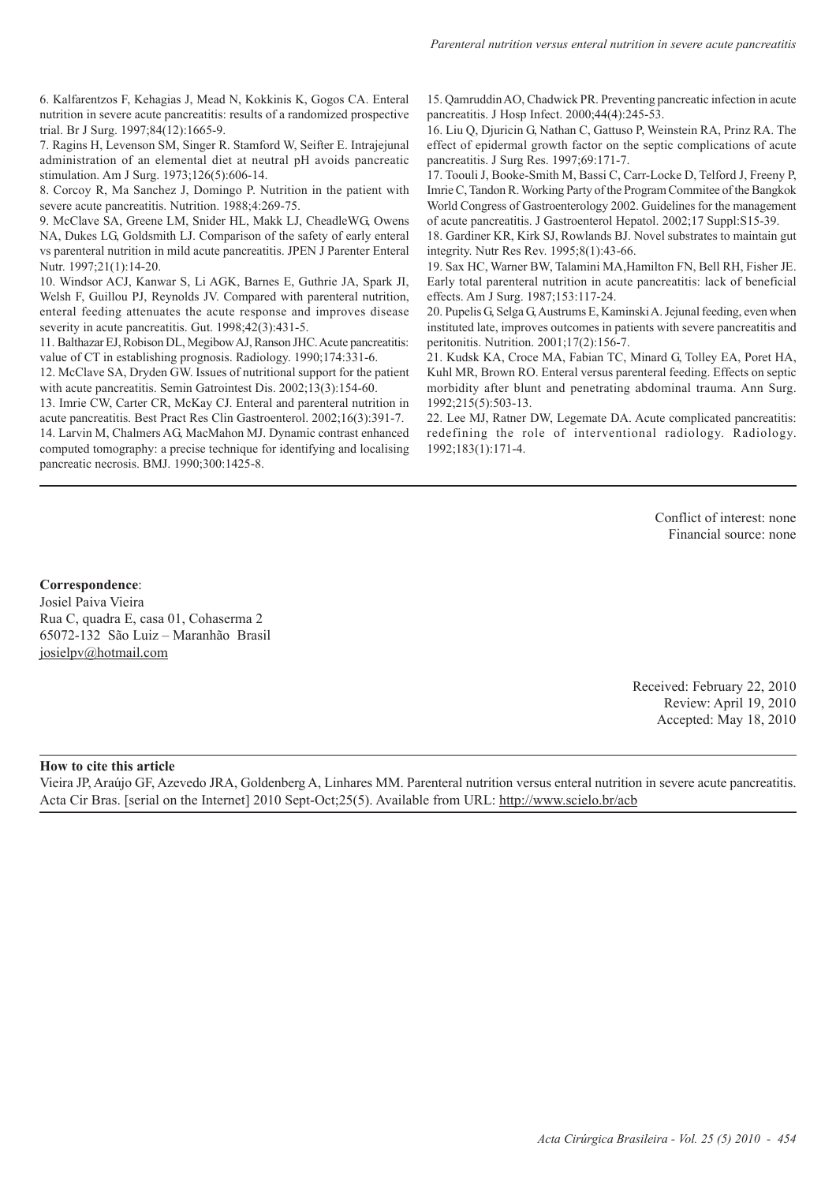6. Kalfarentzos F, Kehagias J, Mead N, Kokkinis K, Gogos CA. Enteral nutrition in severe acute pancreatitis: results of a randomized prospective trial. Br J Surg. 1997;84(12):1665-9.

7. Ragins H, Levenson SM, Singer R. Stamford W, Seifter E. Intrajejunal administration of an elemental diet at neutral pH avoids pancreatic stimulation. Am J Surg. 1973;126(5):606-14.

8. Corcoy R, Ma Sanchez J, Domingo P. Nutrition in the patient with severe acute pancreatitis. Nutrition. 1988;4:269-75.

9. McClave SA, Greene LM, Snider HL, Makk LJ, CheadleWG, Owens NA, Dukes LG, Goldsmith LJ. Comparison of the safety of early enteral vs parenteral nutrition in mild acute pancreatitis. JPEN J Parenter Enteral Nutr. 1997;21(1):14-20.

10. Windsor ACJ, Kanwar S, Li AGK, Barnes E, Guthrie JA, Spark JI, Welsh F, Guillou PJ, Reynolds JV. Compared with parenteral nutrition, enteral feeding attenuates the acute response and improves disease severity in acute pancreatitis. Gut. 1998;42(3):431-5.

11. Balthazar EJ, Robison DL, Megibow AJ, Ranson JHC. Acute pancreatitis: value of CT in establishing prognosis. Radiology. 1990;174:331-6.

12. McClave SA, Dryden GW. Issues of nutritional support for the patient with acute pancreatitis. Semin Gatrointest Dis. 2002;13(3):154-60.

13. Imrie CW, Carter CR, McKay CJ. Enteral and parenteral nutrition in acute pancreatitis. Best Pract Res Clin Gastroenterol. 2002;16(3):391-7.

14. Larvin M, Chalmers AG, MacMahon MJ. Dynamic contrast enhanced computed tomography: a precise technique for identifying and localising pancreatic necrosis. BMJ. 1990;300:1425-8.

15. Qamruddin AO, Chadwick PR. Preventing pancreatic infection in acute pancreatitis. J Hosp Infect. 2000;44(4):245-53.

16. Liu Q, Djuricin G, Nathan C, Gattuso P, Weinstein RA, Prinz RA. The effect of epidermal growth factor on the septic complications of acute pancreatitis. J Surg Res. 1997;69:171-7.

17. Toouli J, Booke-Smith M, Bassi C, Carr-Locke D, Telford J, Freeny P, Imrie C, Tandon R. Working Party of the Program Commitee of the Bangkok World Congress of Gastroenterology 2002. Guidelines for the management of acute pancreatitis. J Gastroenterol Hepatol. 2002;17 Suppl:S15-39.

18. Gardiner KR, Kirk SJ, Rowlands BJ. Novel substrates to maintain gut integrity. Nutr Res Rev. 1995;8(1):43-66.

19. Sax HC, Warner BW, Talamini MA,Hamilton FN, Bell RH, Fisher JE. Early total parenteral nutrition in acute pancreatitis: lack of beneficial effects. Am J Surg. 1987;153:117-24.

20. Pupelis G, Selga G, Austrums E, Kaminski A. Jejunal feeding, even when instituted late, improves outcomes in patients with severe pancreatitis and peritonitis. Nutrition. 2001;17(2):156-7.

21. Kudsk KA, Croce MA, Fabian TC, Minard G, Tolley EA, Poret HA, Kuhl MR, Brown RO. Enteral versus parenteral feeding. Effects on septic morbidity after blunt and penetrating abdominal trauma. Ann Surg. 1992;215(5):503-13.

22. Lee MJ, Ratner DW, Legemate DA. Acute complicated pancreatitis: redefining the role of interventional radiology. Radiology. 1992;183(1):171-4.

Conflict of interest: none
Financial source: none

**Correspondence**:
Josiel Paiva Vieira
Rua C, quadra E, casa 01, Cohaserma 2
65072-132 São Luiz – Maranhão Brasil
josielpv@hotmail.com

Received: February 22, 2010
Review: April 19, 2010
Accepted: May 18, 2010

**How to cite this article**

Vieira JP, Araújo GF, Azevedo JRA, Goldenberg A, Linhares MM. Parenteral nutrition versus enteral nutrition in severe acute pancreatitis. Acta Cir Bras. [serial on the Internet] 2010 Sept-Oct;25(5). Available from URL: http://www.scielo.br/acb